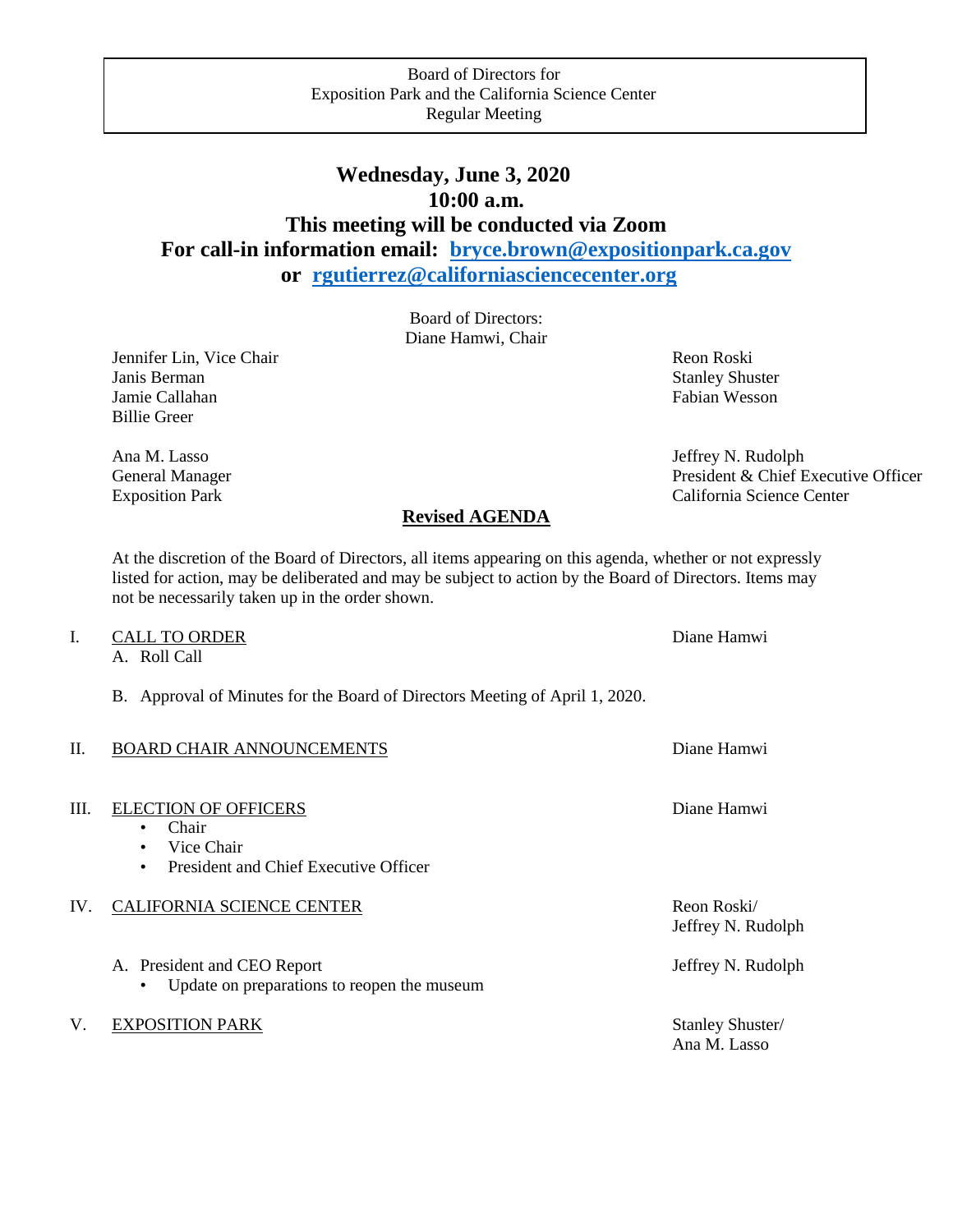Board of Directors for
Exposition Park and the California Science Center
Regular Meeting

**Wednesday, June 3, 2020**
**10:00 a.m.**
**This meeting will be conducted via Zoom**
**For call-in information email: bryce.brown@expositionpark.ca.gov**
**or rgutierrez@californiasciencecenter.org**

Board of Directors:
Diane Hamwi, Chair

Jennifer Lin, Vice Chair
Janis Berman
Jamie Callahan
Billie Greer

Reon Roski
Stanley Shuster
Fabian Wesson

Ana M. Lasso
General Manager
Exposition Park

Jeffrey N. Rudolph
President & Chief Executive Officer
California Science Center

## Revised AGENDA

At the discretion of the Board of Directors, all items appearing on this agenda, whether or not expressly listed for action, may be deliberated and may be subject to action by the Board of Directors. Items may not be necessarily taken up in the order shown.

I. CALL TO ORDER — Diane Hamwi
   A. Roll Call

   B. Approval of Minutes for the Board of Directors Meeting of April 1, 2020.

II. BOARD CHAIR ANNOUNCEMENTS — Diane Hamwi

III. ELECTION OF OFFICERS — Diane Hamwi
   - Chair
   - Vice Chair
   - President and Chief Executive Officer

IV. CALIFORNIA SCIENCE CENTER — Reon Roski/ Jeffrey N. Rudolph

   A. President and CEO Report — Jeffrey N. Rudolph
      - Update on preparations to reopen the museum

V. EXPOSITION PARK — Stanley Shuster/ Ana M. Lasso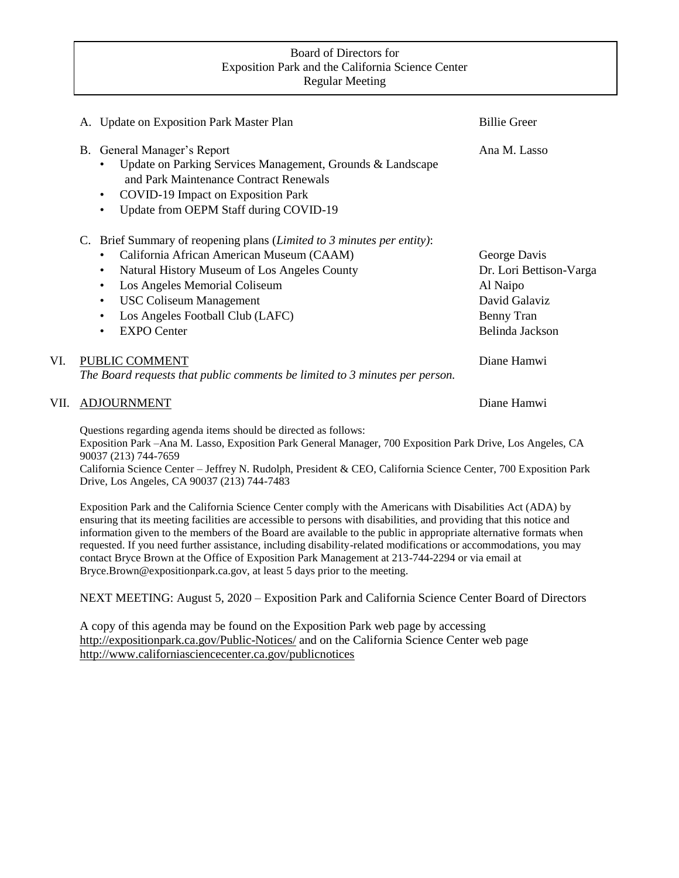Board of Directors for
Exposition Park and the California Science Center
Regular Meeting

A. Update on Exposition Park Master Plan — Billie Greer

B. General Manager's Report — Ana M. Lasso
- Update on Parking Services Management, Grounds & Landscape and Park Maintenance Contract Renewals
- COVID-19 Impact on Exposition Park
- Update from OEPM Staff during COVID-19

C. Brief Summary of reopening plans (*Limited to 3 minutes per entity)*:
- California African American Museum (CAAM) — George Davis
- Natural History Museum of Los Angeles County — Dr. Lori Bettison-Varga
- Los Angeles Memorial Coliseum — Al Naipo
- USC Coliseum Management — David Galaviz
- Los Angeles Football Club (LAFC) — Benny Tran
- EXPO Center — Belinda Jackson

VI. PUBLIC COMMENT — Diane Hamwi

*The Board requests that public comments be limited to 3 minutes per person.*

VII. ADJOURNMENT — Diane Hamwi

Questions regarding agenda items should be directed as follows:
Exposition Park –Ana M. Lasso, Exposition Park General Manager, 700 Exposition Park Drive, Los Angeles, CA 90037 (213) 744-7659
California Science Center – Jeffrey N. Rudolph, President & CEO, California Science Center, 700 Exposition Park Drive, Los Angeles, CA 90037 (213) 744-7483

Exposition Park and the California Science Center comply with the Americans with Disabilities Act (ADA) by ensuring that its meeting facilities are accessible to persons with disabilities, and providing that this notice and information given to the members of the Board are available to the public in appropriate alternative formats when requested. If you need further assistance, including disability-related modifications or accommodations, you may contact Bryce Brown at the Office of Exposition Park Management at 213-744-2294 or via email at Bryce.Brown@expositionpark.ca.gov, at least 5 days prior to the meeting.

NEXT MEETING: August 5, 2020 – Exposition Park and California Science Center Board of Directors

A copy of this agenda may be found on the Exposition Park web page by accessing http://expositionpark.ca.gov/Public-Notices/ and on the California Science Center web page http://www.californiasciencecenter.ca.gov/publicnotices